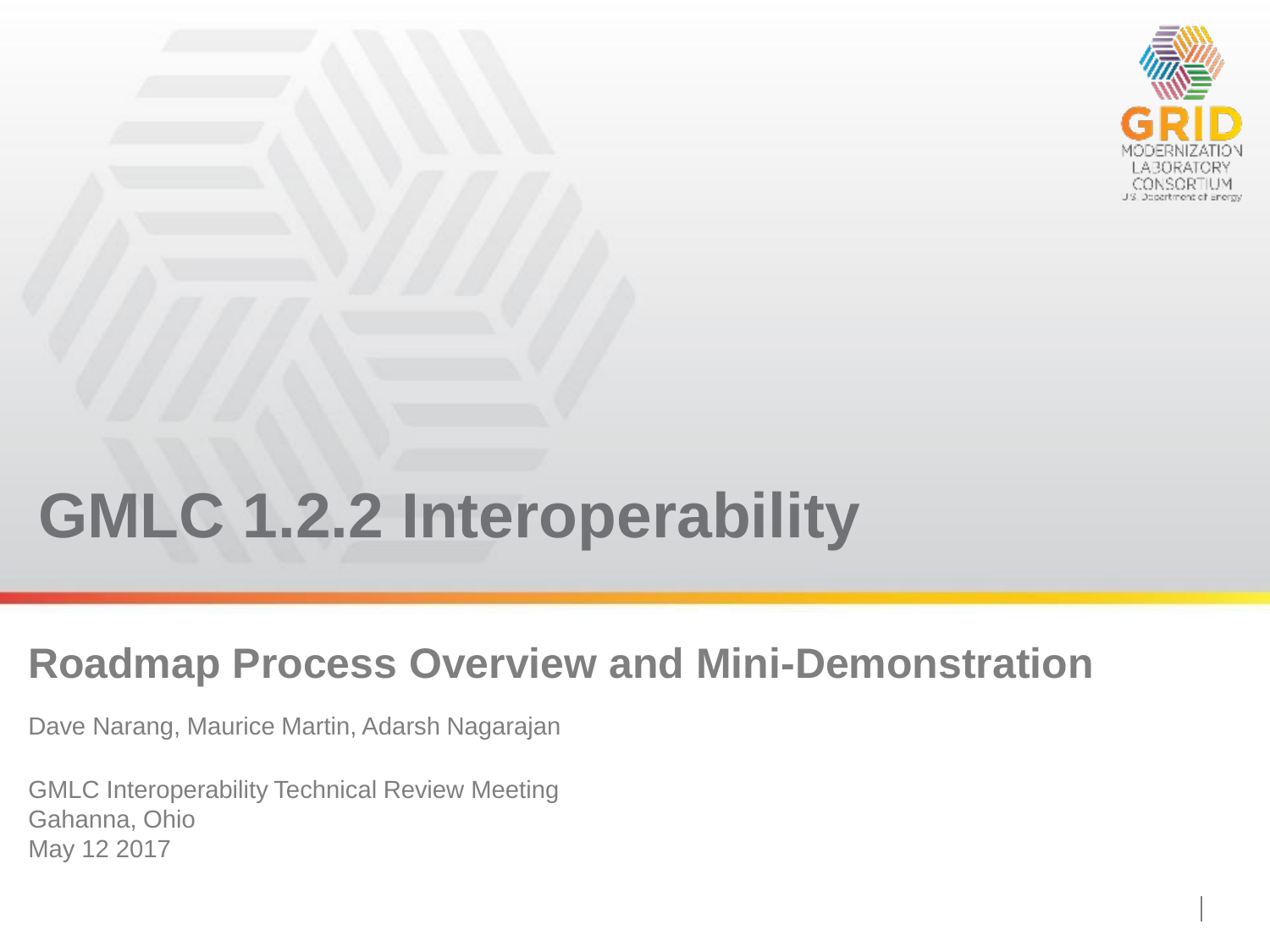# GMLC 1.2.2 Interoperability

## Roadmap Process Overview and Mini-Demonstration

Dave Narang, Maurice Martin, Adarsh Nagarajan

GMLC Interoperability Technical Review Meeting
Gahanna, Ohio
May 12 2017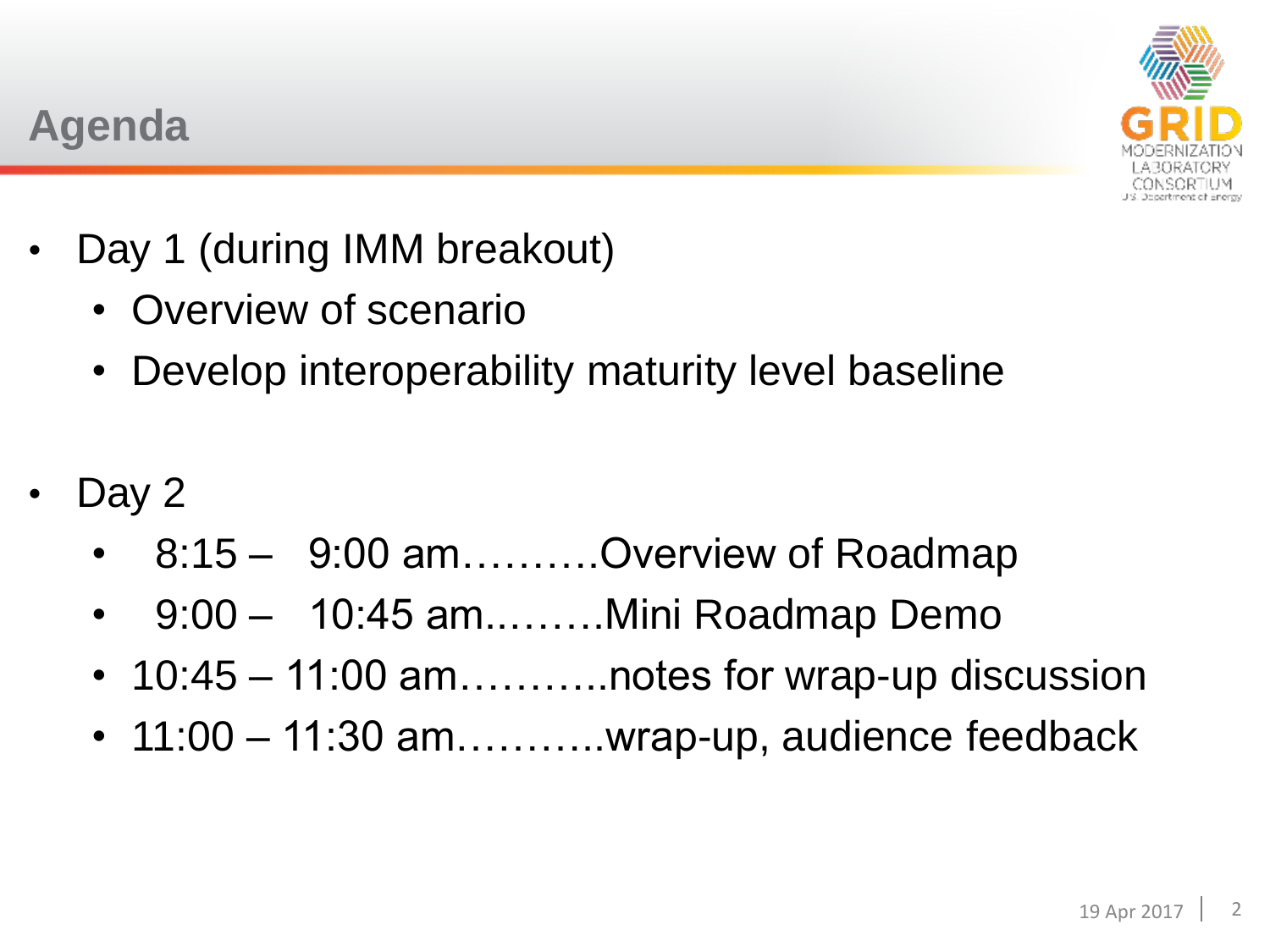## Agenda

- Day 1 (during IMM breakout)
  - Overview of scenario
  - Develop interoperability maturity level baseline

- Day 2
  - 8:15 – 9:00 am……….Overview of Roadmap
  - 9:00 – 10:45 am..…….Mini Roadmap Demo
  - 10:45 – 11:00 am………..notes for wrap-up discussion
  - 11:00 – 11:30 am………..wrap-up, audience feedback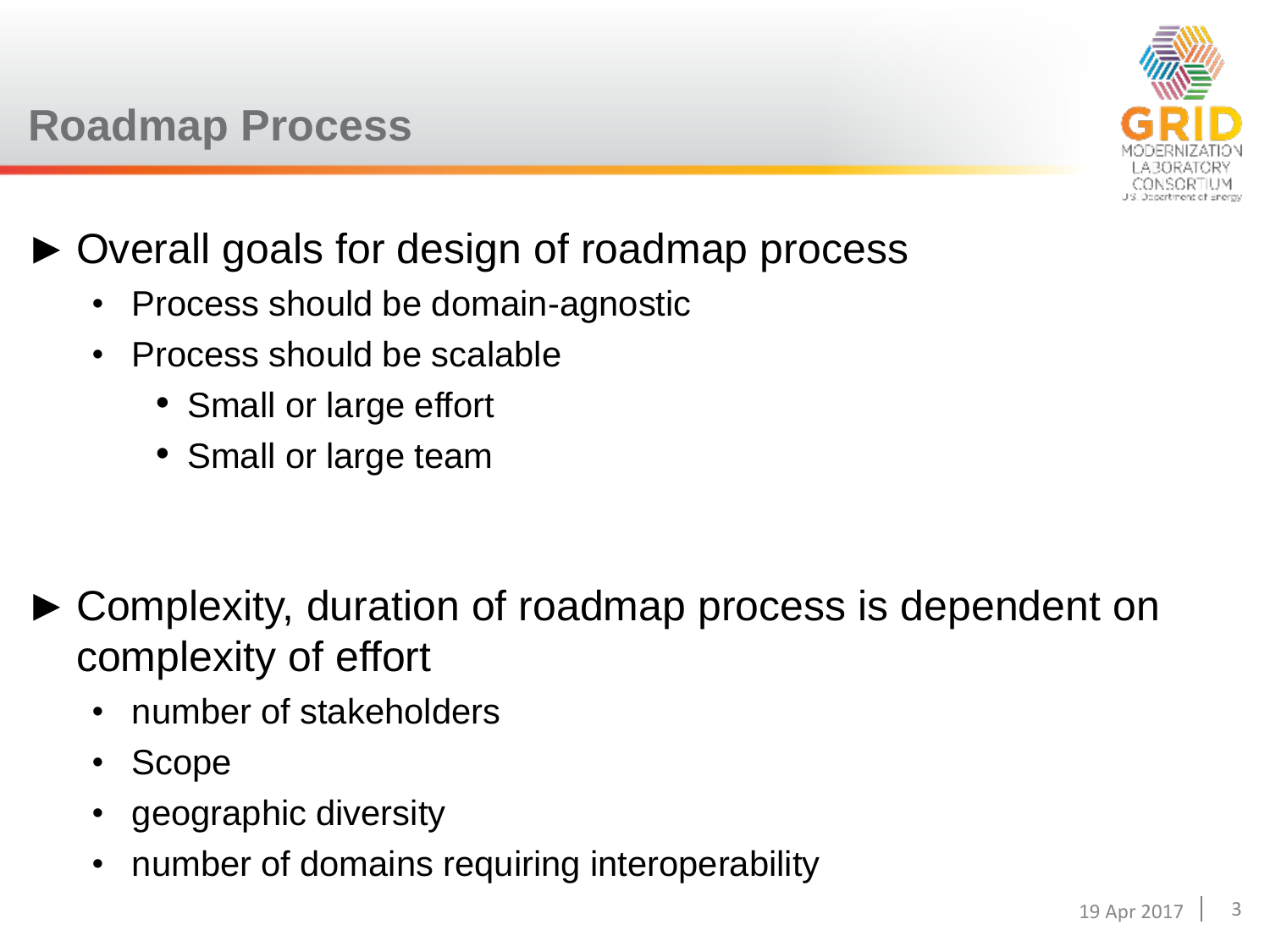# Roadmap Process

- Overall goals for design of roadmap process
  - Process should be domain-agnostic
  - Process should be scalable
    - Small or large effort
    - Small or large team

- Complexity, duration of roadmap process is dependent on complexity of effort
  - number of stakeholders
  - Scope
  - geographic diversity
  - number of domains requiring interoperability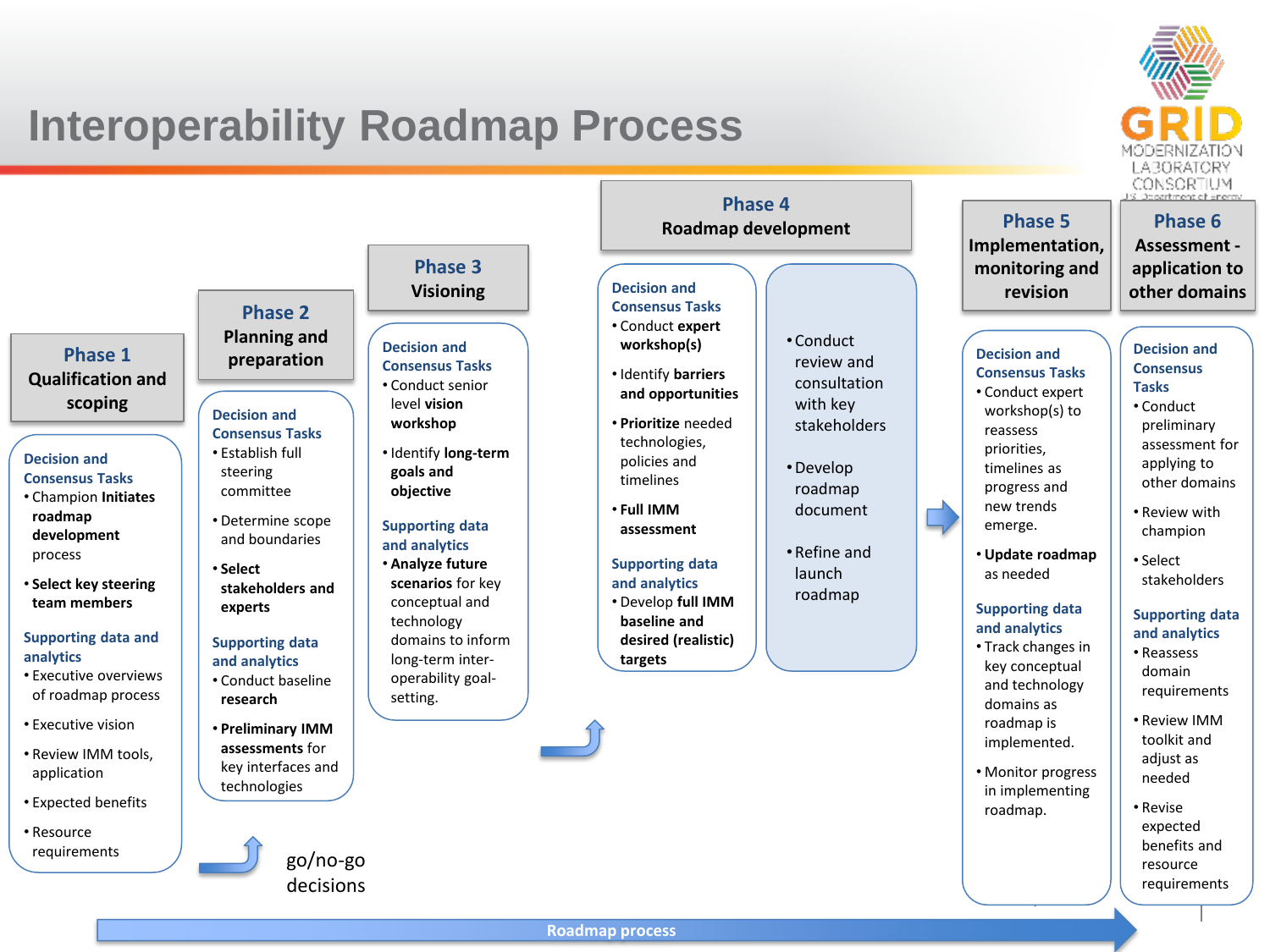# Interoperability Roadmap Process

## Phase 1
**Qualification and scoping**

Decision and Consensus Tasks
- Champion **Initiates roadmap development** process
- **Select key steering team members**

Supporting data and analytics
- Executive overviews of roadmap process
- Executive vision
- Review IMM tools, application
- Expected benefits
- Resource requirements

## Phase 2
**Planning and preparation**

Decision and Consensus Tasks
- Establish full steering committee
- Determine scope and boundaries
- **Select stakeholders and experts**

Supporting data and analytics
- Conduct baseline **research**
- **Preliminary IMM assessments** for key interfaces and technologies

go/no-go decisions

## Phase 3
**Visioning**

Decision and Consensus Tasks
- Conduct senior level **vision workshop**
- Identify **long-term goals and objective**

Supporting data and analytics
- **Analyze future scenarios** for key conceptual and technology domains to inform long-term inter-operability goal-setting.

## Phase 4
**Roadmap development**

Decision and Consensus Tasks
- Conduct **expert workshop(s)**
- Identify **barriers and opportunities**
- **Prioritize** needed technologies, policies and timelines
- **Full IMM assessment**

Supporting data and analytics
- Develop **full IMM baseline and desired (realistic) targets**

- Conduct review and consultation with key stakeholders
- Develop roadmap document
- Refine and launch roadmap

## Phase 5
**Implementation, monitoring and revision**

Decision and Consensus Tasks
- Conduct expert workshop(s) to reassess priorities, timelines as progress and new trends emerge.
- **Update roadmap** as needed

Supporting data and analytics
- Track changes in key conceptual and technology domains as roadmap is implemented.
- Monitor progress in implementing roadmap.

## Phase 6
**Assessment - application to other domains**

Decision and Consensus Tasks
- Conduct preliminary assessment for applying to other domains
- Review with champion
- Select stakeholders

Supporting data and analytics
- Reassess domain requirements
- Review IMM toolkit and adjust as needed
- Revise expected benefits and resource requirements

Roadmap process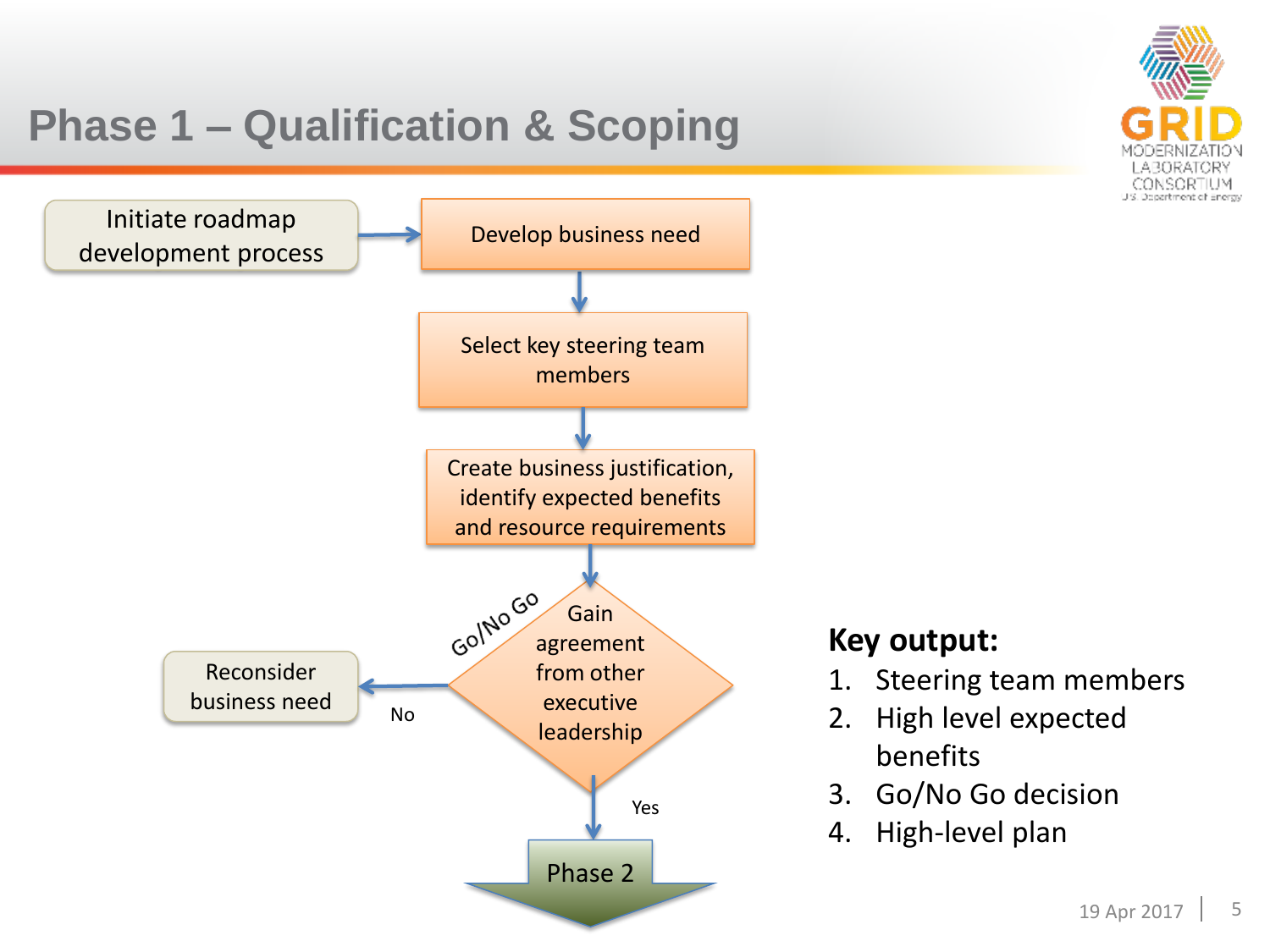# Phase 1 – Qualification & Scoping

Initiate roadmap development process → Develop business need → Select key steering team members → Create business justification, identify expected benefits and resource requirements → Gain agreement from other executive leadership (Go/No Go)

- No → Reconsider business need
- Yes → Phase 2

**Key output:**

1. Steering team members
2. High level expected benefits
3. Go/No Go decision
4. High-level plan

19 Apr 2017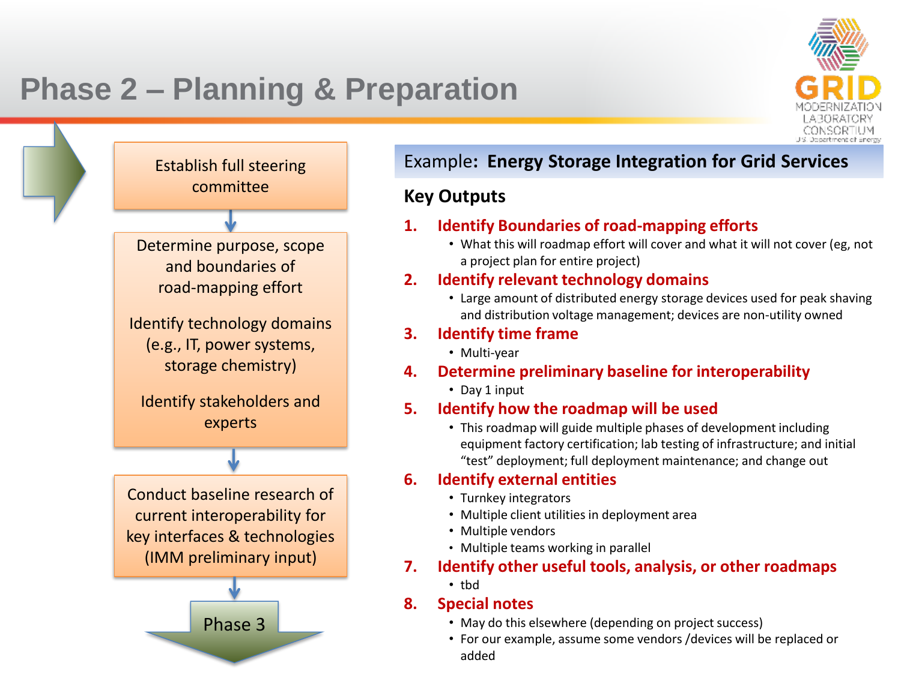# Phase 2 – Planning & Preparation

Establish full steering committee

Determine purpose, scope and boundaries of road-mapping effort

Identify technology domains (e.g., IT, power systems, storage chemistry)

Identify stakeholders and experts

Conduct baseline research of current interoperability for key interfaces & technologies (IMM preliminary input)

Phase 3

## Example: **Energy Storage Integration for Grid Services**

### Key Outputs

1. **Identify Boundaries of road-mapping efforts**
   - What this will roadmap effort will cover and what it will not cover (eg, not a project plan for entire project)
2. **Identify relevant technology domains**
   - Large amount of distributed energy storage devices used for peak shaving and distribution voltage management; devices are non-utility owned
3. **Identify time frame**
   - Multi-year
4. **Determine preliminary baseline for interoperability**
   - Day 1 input
5. **Identify how the roadmap will be used**
   - This roadmap will guide multiple phases of development including equipment factory certification; lab testing of infrastructure; and initial “test” deployment; full deployment maintenance; and change out
6. **Identify external entities**
   - Turnkey integrators
   - Multiple client utilities in deployment area
   - Multiple vendors
   - Multiple teams working in parallel
7. **Identify other useful tools, analysis, or other roadmaps**
   - tbd
8. **Special notes**
   - May do this elsewhere (depending on project success)
   - For our example, assume some vendors /devices will be replaced or added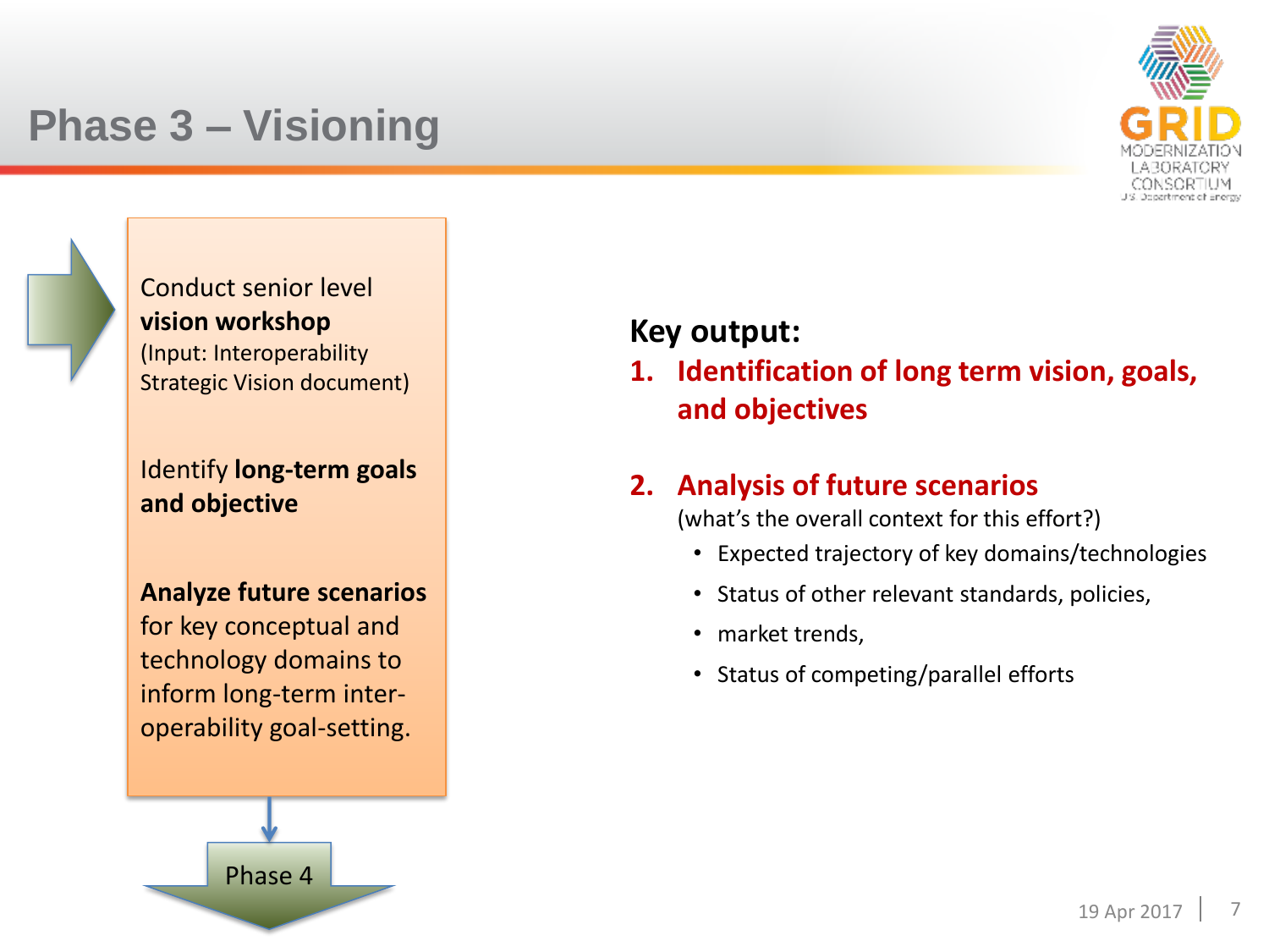# Phase 3 – Visioning

Conduct senior level **vision workshop** (Input: Interoperability Strategic Vision document)

Identify **long-term goals and objective**

**Analyze future scenarios** for key conceptual and technology domains to inform long-term inter-operability goal-setting.

Phase 4

**Key output:**

1. **Identification of long term vision, goals, and objectives**

2. **Analysis of future scenarios**
   (what's the overall context for this effort?)
   - Expected trajectory of key domains/technologies
   - Status of other relevant standards, policies,
   - market trends,
   - Status of competing/parallel efforts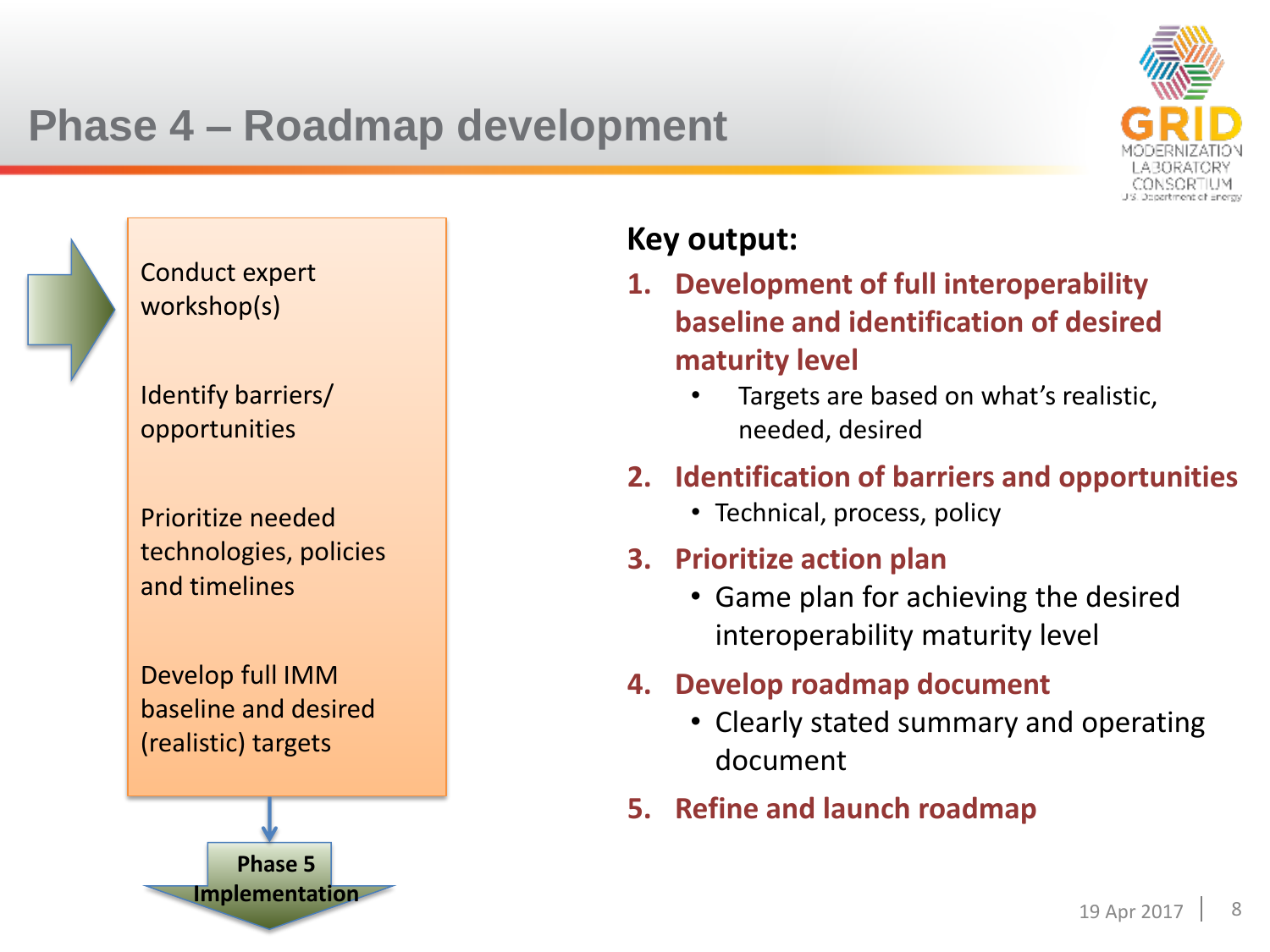# Phase 4 – Roadmap development

Conduct expert workshop(s)

Identify barriers/ opportunities

Prioritize needed technologies, policies and timelines

Develop full IMM baseline and desired (realistic) targets

**Phase 5 Implementation**

**Key output:**

1. **Development of full interoperability baseline and identification of desired maturity level**
   - Targets are based on what's realistic, needed, desired
2. **Identification of barriers and opportunities**
   - Technical, process, policy
3. **Prioritize action plan**
   - Game plan for achieving the desired interoperability maturity level
4. **Develop roadmap document**
   - Clearly stated summary and operating document
5. **Refine and launch roadmap**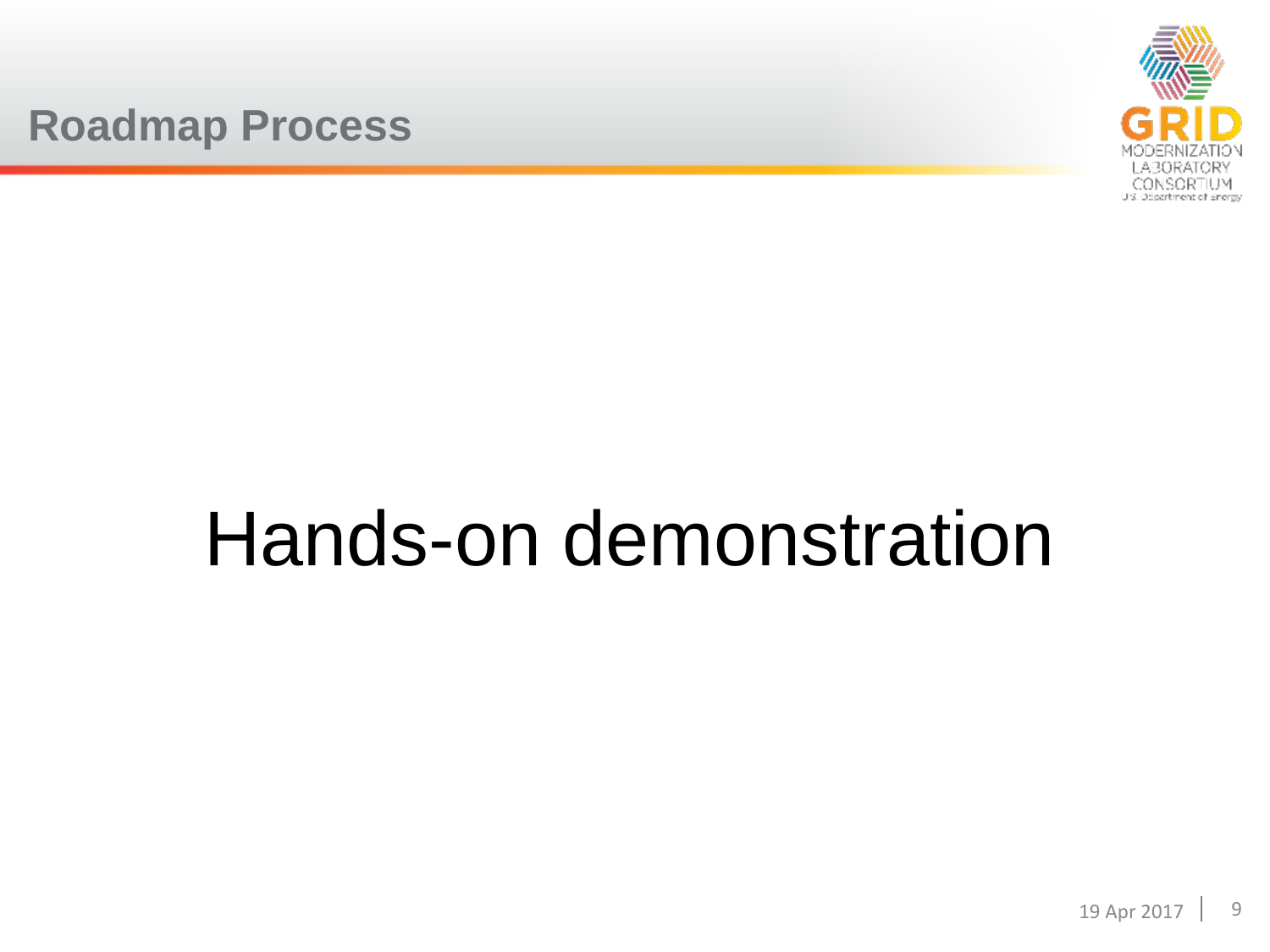## Roadmap Process

# Hands-on demonstration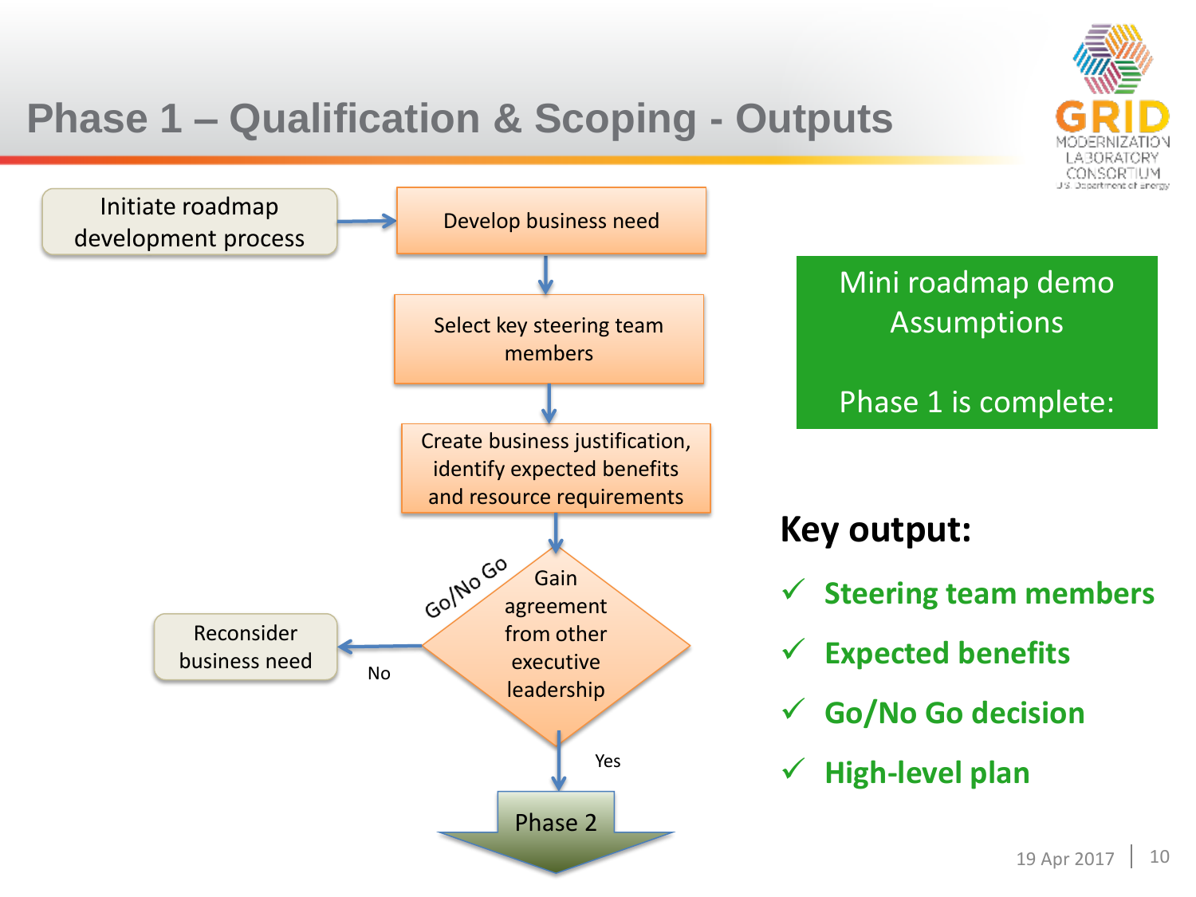# Phase 1 – Qualification & Scoping - Outputs

Initiate roadmap development process → Develop business need → Select key steering team members → Create business justification, identify expected benefits and resource requirements → Go/No Go: Gain agreement from other executive leadership

- No → Reconsider business need
- Yes → Phase 2

**Mini roadmap demo Assumptions**

**Phase 1 is complete:**

## Key output:

- ✓ **Steering team members**
- ✓ **Expected benefits**
- ✓ **Go/No Go decision**
- ✓ **High-level plan**

19 Apr 2017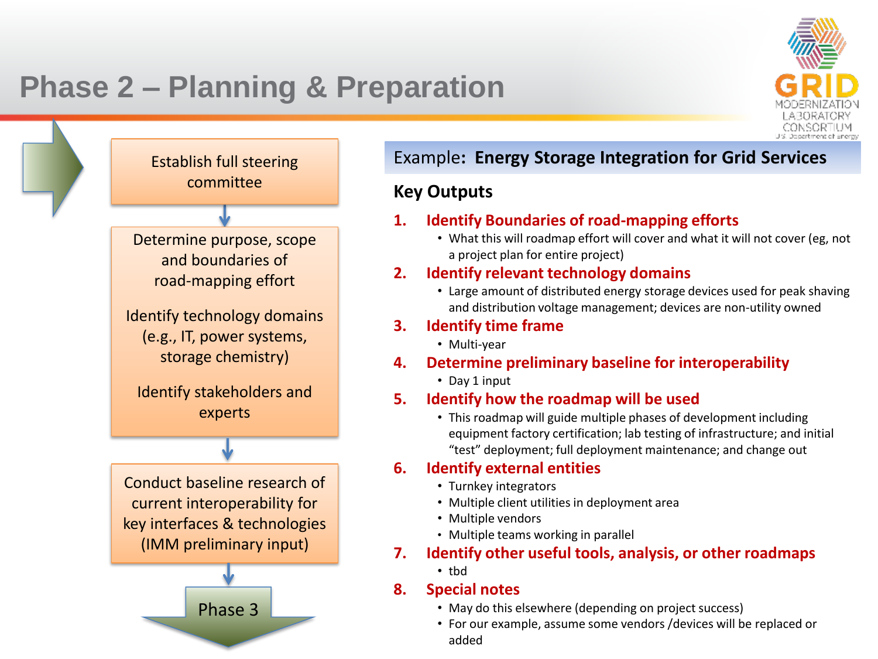# Phase 2 – Planning & Preparation

Establish full steering committee

Determine purpose, scope and boundaries of road-mapping effort

Identify technology domains (e.g., IT, power systems, storage chemistry)

Identify stakeholders and experts

Conduct baseline research of current interoperability for key interfaces & technologies (IMM preliminary input)

Phase 3

## Example: **Energy Storage Integration for Grid Services**

### Key Outputs

1. **Identify Boundaries of road-mapping efforts**
   - What this will roadmap effort will cover and what it will not cover (eg, not a project plan for entire project)
2. **Identify relevant technology domains**
   - Large amount of distributed energy storage devices used for peak shaving and distribution voltage management; devices are non-utility owned
3. **Identify time frame**
   - Multi-year
4. **Determine preliminary baseline for interoperability**
   - Day 1 input
5. **Identify how the roadmap will be used**
   - This roadmap will guide multiple phases of development including equipment factory certification; lab testing of infrastructure; and initial "test" deployment; full deployment maintenance; and change out
6. **Identify external entities**
   - Turnkey integrators
   - Multiple client utilities in deployment area
   - Multiple vendors
   - Multiple teams working in parallel
7. **Identify other useful tools, analysis, or other roadmaps**
   - tbd
8. **Special notes**
   - May do this elsewhere (depending on project success)
   - For our example, assume some vendors /devices will be replaced or added